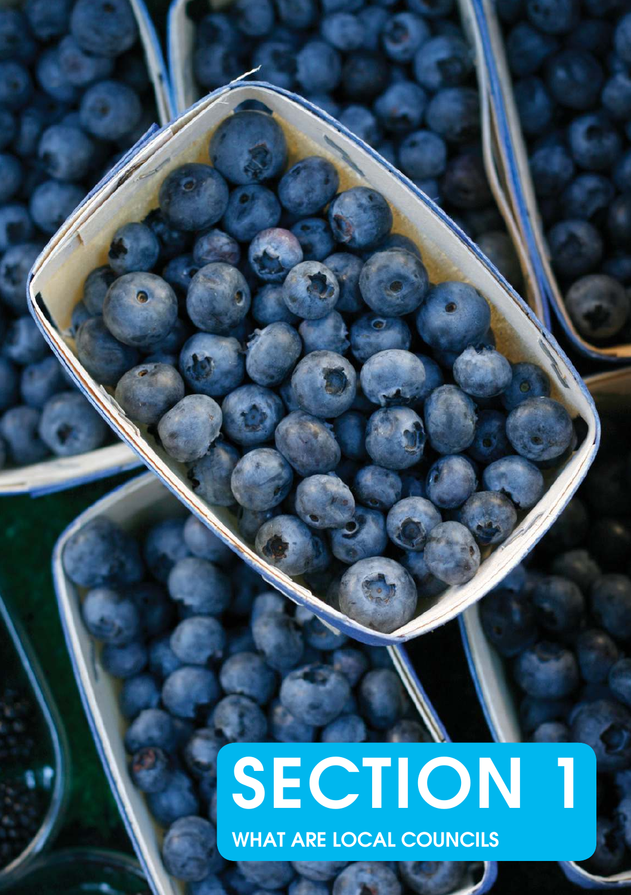# SECTION 1

## WHAT ARE LOCAL COUNCILS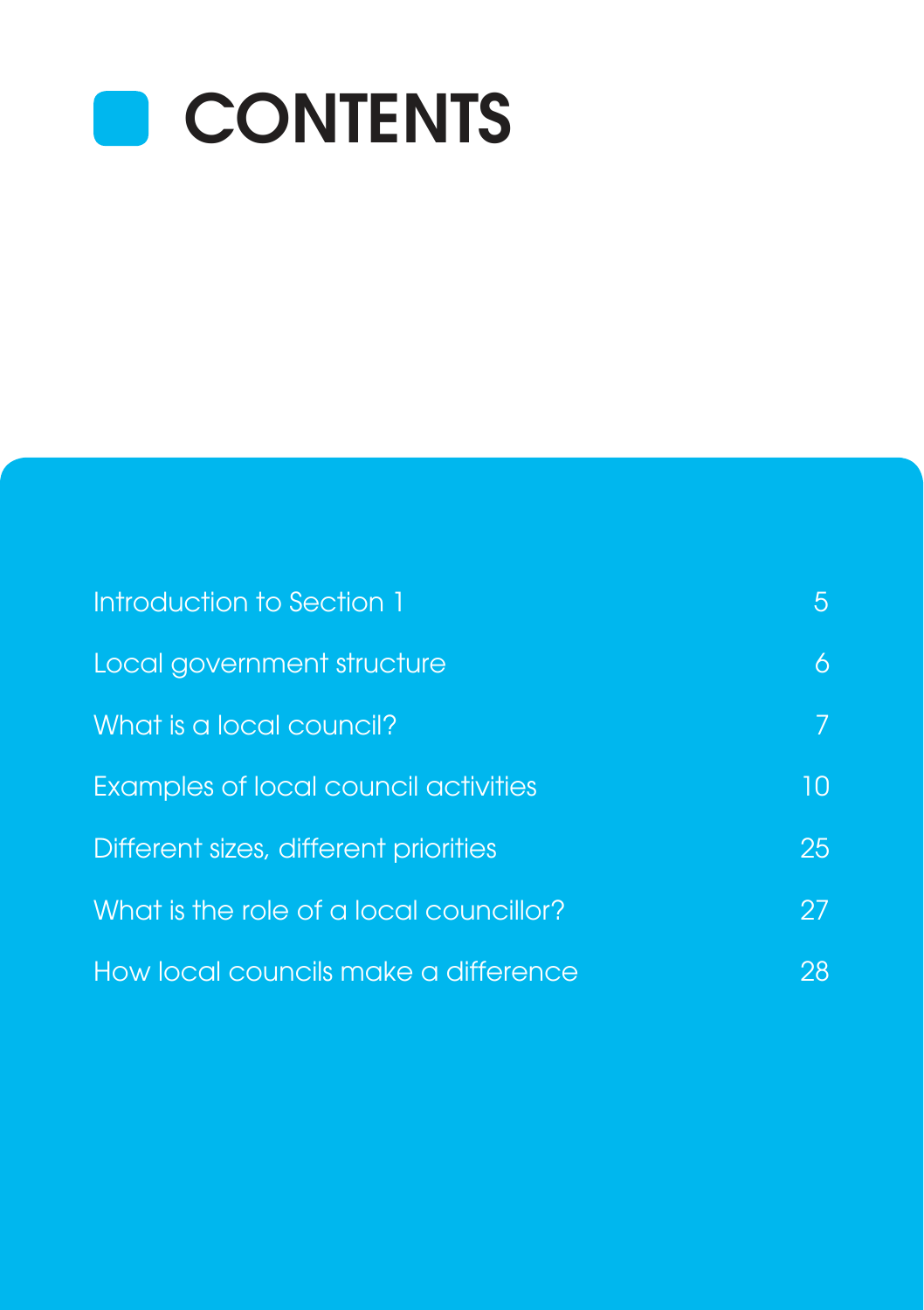# CONTENTS

| | |
|---|---|
| Introduction to Section 1 | 5 |
| Local government structure | 6 |
| What is a local council? | 7 |
| Examples of local council activities | 10 |
| Different sizes, different priorities | 25 |
| What is the role of a local councillor? | 27 |
| How local councils make a difference | 28 |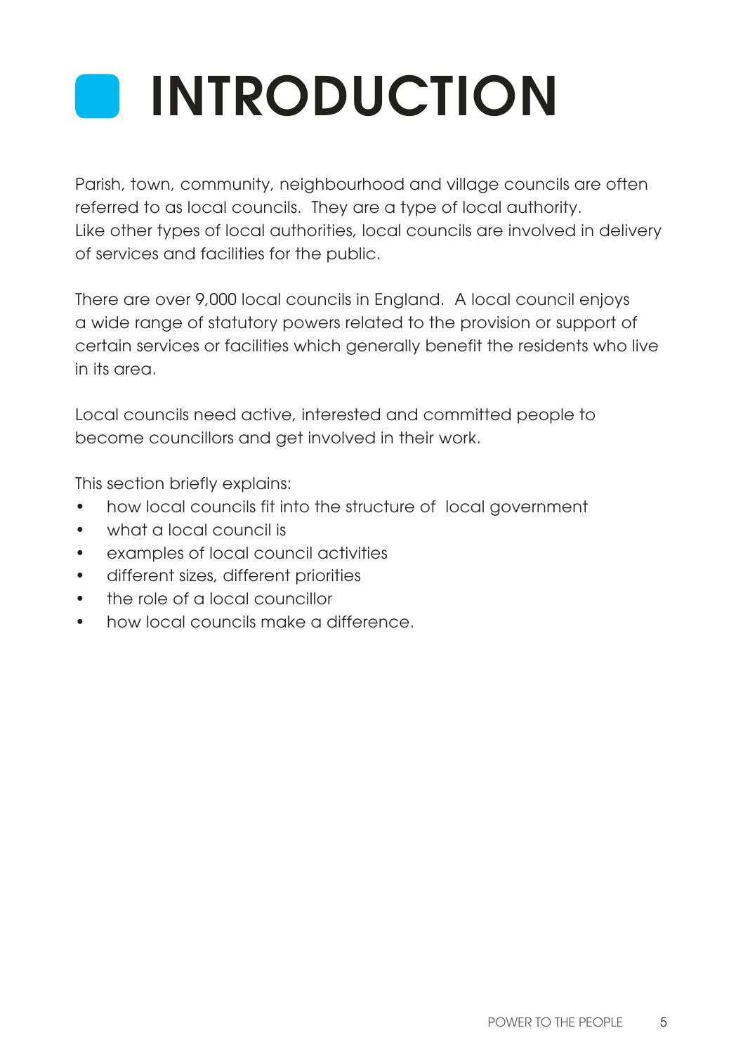# INTRODUCTION

Parish, town, community, neighbourhood and village councils are often referred to as local councils. They are a type of local authority. Like other types of local authorities, local councils are involved in delivery of services and facilities for the public.

There are over 9,000 local councils in England. A local council enjoys a wide range of statutory powers related to the provision or support of certain services or facilities which generally benefit the residents who live in its area.

Local councils need active, interested and committed people to become councillors and get involved in their work.

This section briefly explains:

- how local councils fit into the structure of local government
- what a local council is
- examples of local council activities
- different sizes, different priorities
- the role of a local councillor
- how local councils make a difference.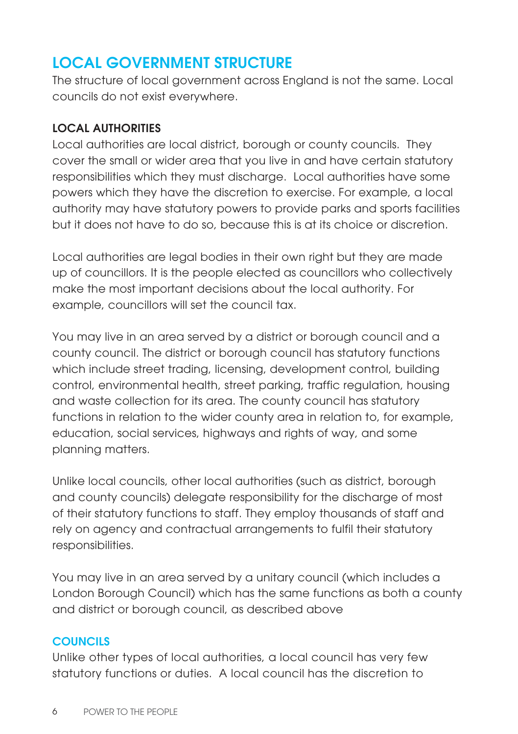## LOCAL GOVERNMENT STRUCTURE

The structure of local government across England is not the same. Local councils do not exist everywhere.

### LOCAL AUTHORITIES

Local authorities are local district, borough or county councils. They cover the small or wider area that you live in and have certain statutory responsibilities which they must discharge. Local authorities have some powers which they have the discretion to exercise. For example, a local authority may have statutory powers to provide parks and sports facilities but it does not have to do so, because this is at its choice or discretion.

Local authorities are legal bodies in their own right but they are made up of councillors. It is the people elected as councillors who collectively make the most important decisions about the local authority. For example, councillors will set the council tax.

You may live in an area served by a district or borough council and a county council. The district or borough council has statutory functions which include street trading, licensing, development control, building control, environmental health, street parking, traffic regulation, housing and waste collection for its area. The county council has statutory functions in relation to the wider county area in relation to, for example, education, social services, highways and rights of way, and some planning matters.

Unlike local councils, other local authorities (such as district, borough and county councils) delegate responsibility for the discharge of most of their statutory functions to staff. They employ thousands of staff and rely on agency and contractual arrangements to fulfil their statutory responsibilities.

You may live in an area served by a unitary council (which includes a London Borough Council) which has the same functions as both a county and district or borough council, as described above

### COUNCILS

Unlike other types of local authorities, a local council has very few statutory functions or duties. A local council has the discretion to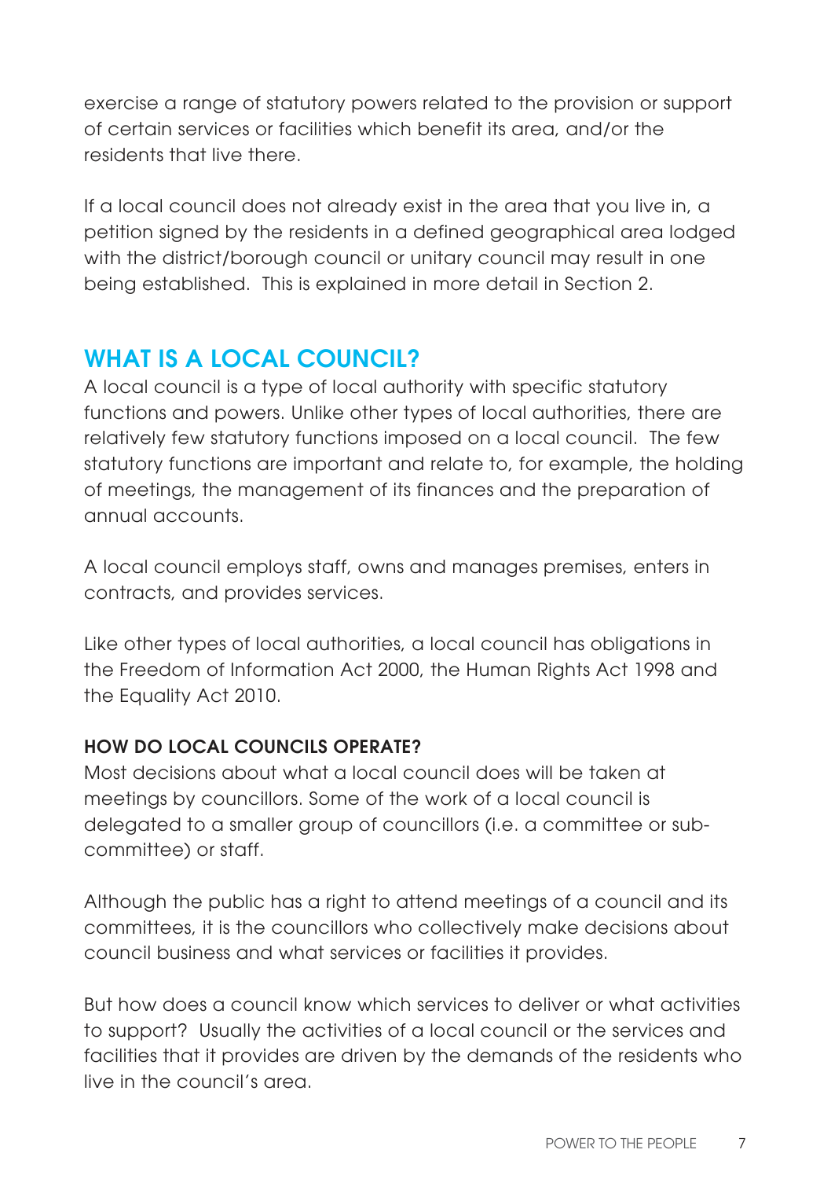exercise a range of statutory powers related to the provision or support of certain services or facilities which benefit its area, and/or the residents that live there.

If a local council does not already exist in the area that you live in, a petition signed by the residents in a defined geographical area lodged with the district/borough council or unitary council may result in one being established. This is explained in more detail in Section 2.

## WHAT IS A LOCAL COUNCIL?

A local council is a type of local authority with specific statutory functions and powers. Unlike other types of local authorities, there are relatively few statutory functions imposed on a local council. The few statutory functions are important and relate to, for example, the holding of meetings, the management of its finances and the preparation of annual accounts.

A local council employs staff, owns and manages premises, enters in contracts, and provides services.

Like other types of local authorities, a local council has obligations in the Freedom of Information Act 2000, the Human Rights Act 1998 and the Equality Act 2010.

### HOW DO LOCAL COUNCILS OPERATE?

Most decisions about what a local council does will be taken at meetings by councillors. Some of the work of a local council is delegated to a smaller group of councillors (i.e. a committee or sub-committee) or staff.

Although the public has a right to attend meetings of a council and its committees, it is the councillors who collectively make decisions about council business and what services or facilities it provides.

But how does a council know which services to deliver or what activities to support? Usually the activities of a local council or the services and facilities that it provides are driven by the demands of the residents who live in the council's area.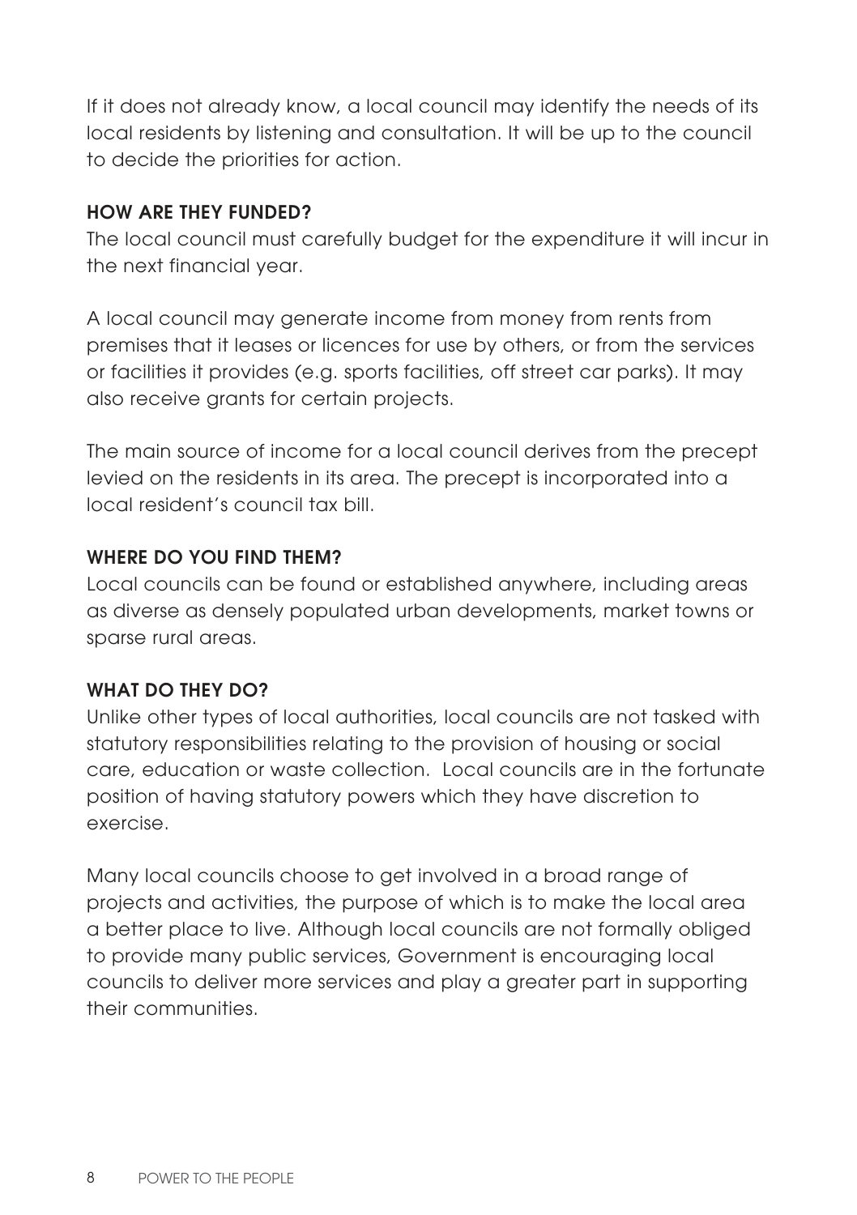If it does not already know, a local council may identify the needs of its local residents by listening and consultation. It will be up to the council to decide the priorities for action.

### HOW ARE THEY FUNDED?

The local council must carefully budget for the expenditure it will incur in the next financial year.

A local council may generate income from money from rents from premises that it leases or licences for use by others, or from the services or facilities it provides (e.g. sports facilities, off street car parks). It may also receive grants for certain projects.

The main source of income for a local council derives from the precept levied on the residents in its area. The precept is incorporated into a local resident's council tax bill.

### WHERE DO YOU FIND THEM?

Local councils can be found or established anywhere, including areas as diverse as densely populated urban developments, market towns or sparse rural areas.

### WHAT DO THEY DO?

Unlike other types of local authorities, local councils are not tasked with statutory responsibilities relating to the provision of housing or social care, education or waste collection. Local councils are in the fortunate position of having statutory powers which they have discretion to exercise.

Many local councils choose to get involved in a broad range of projects and activities, the purpose of which is to make the local area a better place to live. Although local councils are not formally obliged to provide many public services, Government is encouraging local councils to deliver more services and play a greater part in supporting their communities.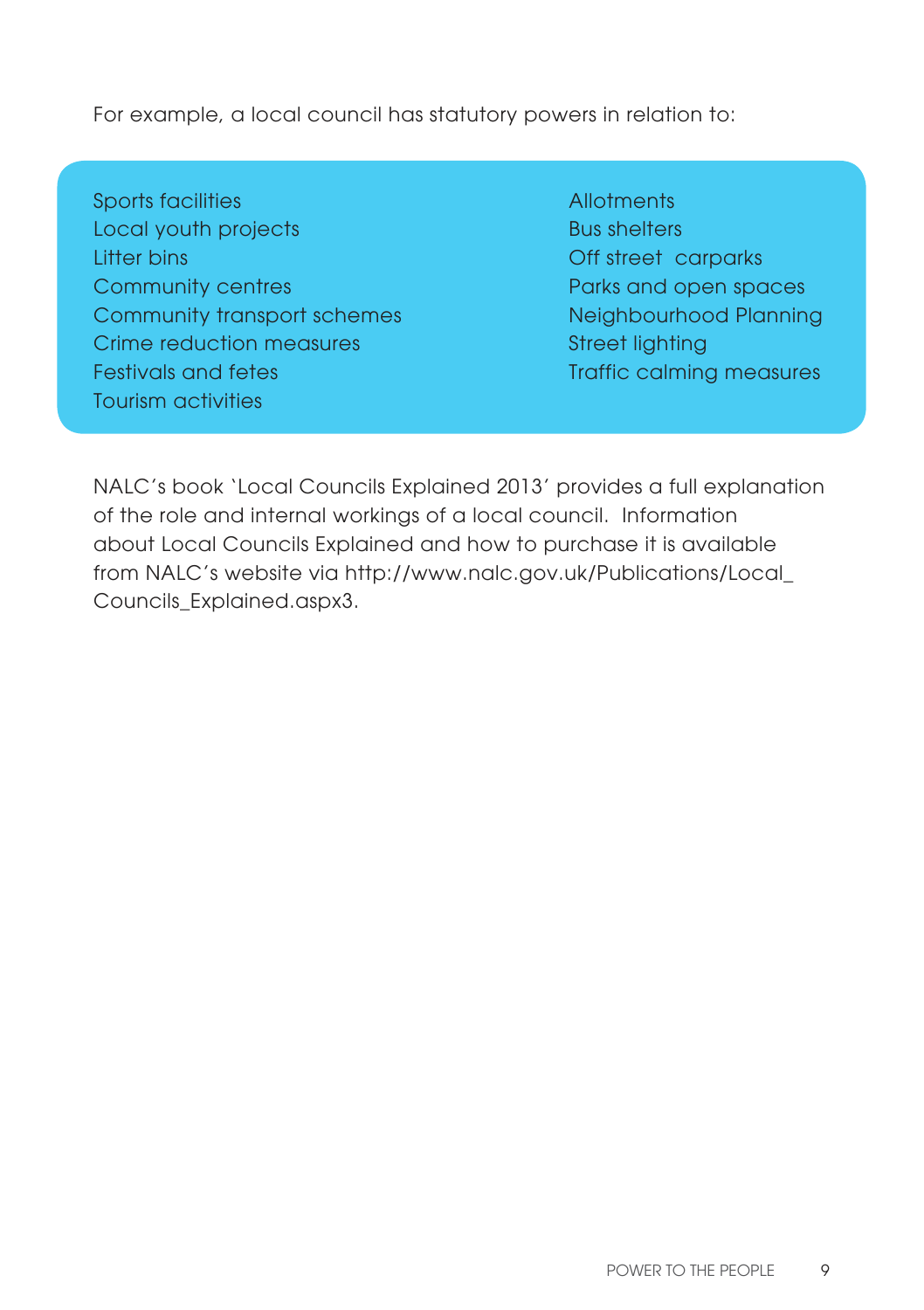For example, a local council has statutory powers in relation to:

- Sports facilities
- Local youth projects
- Litter bins
- Community centres
- Community transport schemes
- Crime reduction measures
- Festivals and fetes
- Tourism activities
- Allotments
- Bus shelters
- Off street carparks
- Parks and open spaces
- Neighbourhood Planning
- Street lighting
- Traffic calming measures

NALC's book 'Local Councils Explained 2013' provides a full explanation of the role and internal workings of a local council. Information about Local Councils Explained and how to purchase it is available from NALC's website via http://www.nalc.gov.uk/Publications/Local_Councils_Explained.aspx3.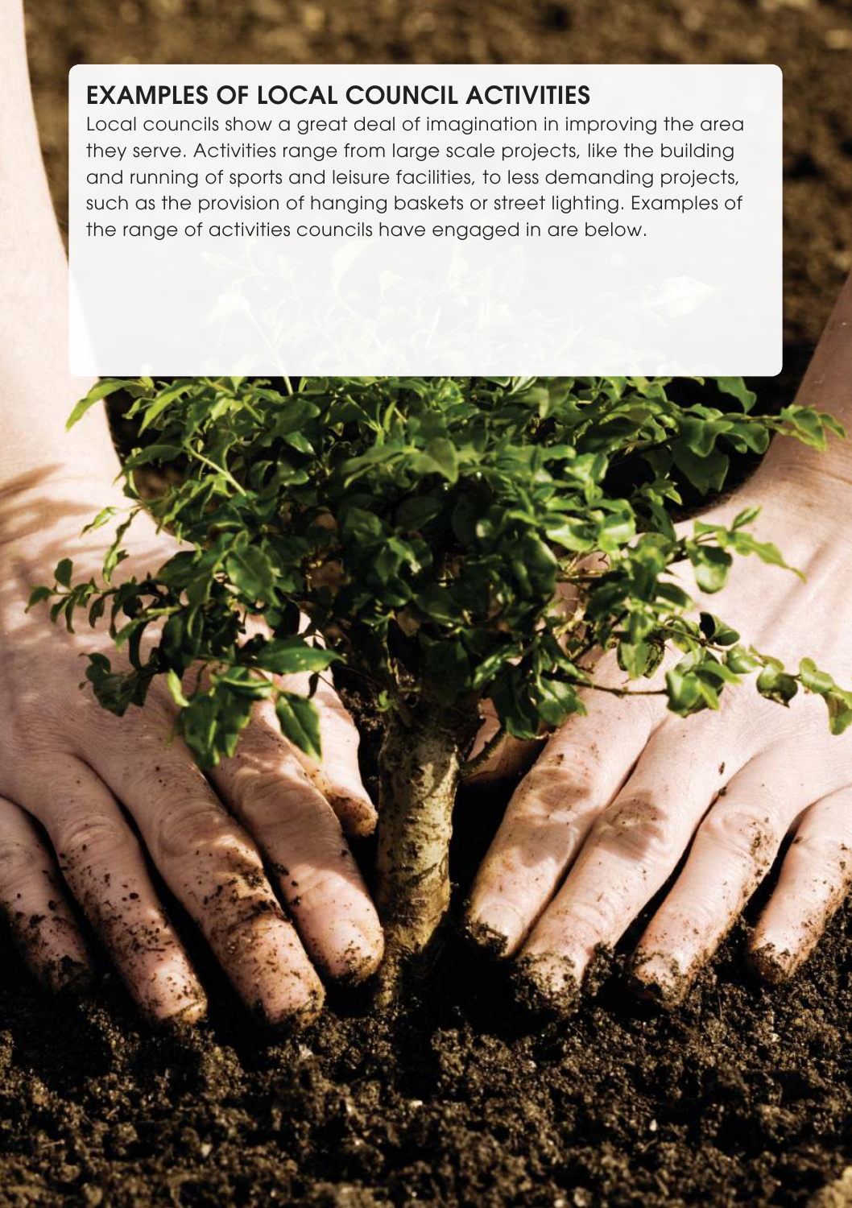## EXAMPLES OF LOCAL COUNCIL ACTIVITIES

Local councils show a great deal of imagination in improving the area they serve. Activities range from large scale projects, like the building and running of sports and leisure facilities, to less demanding projects, such as the provision of hanging baskets or street lighting. Examples of the range of activities councils have engaged in are below.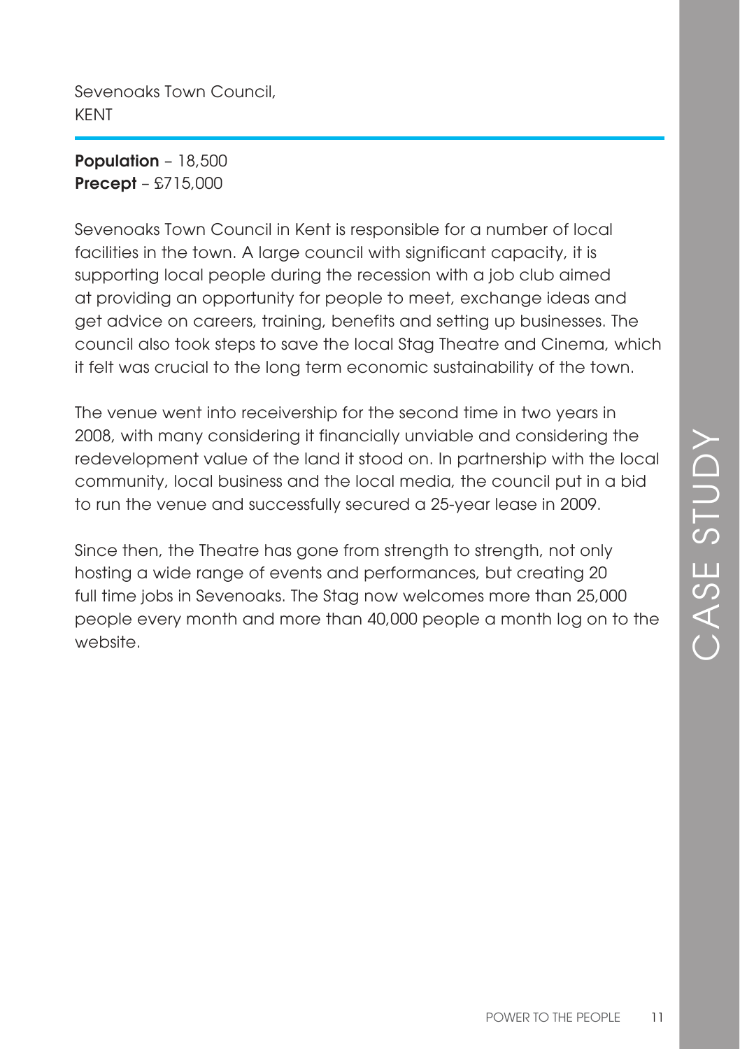## Sevenoaks Town Council, KENT

**Population** – 18,500
**Precept** – £715,000

Sevenoaks Town Council in Kent is responsible for a number of local facilities in the town. A large council with significant capacity, it is supporting local people during the recession with a job club aimed at providing an opportunity for people to meet, exchange ideas and get advice on careers, training, benefits and setting up businesses. The council also took steps to save the local Stag Theatre and Cinema, which it felt was crucial to the long term economic sustainability of the town.

The venue went into receivership for the second time in two years in 2008, with many considering it financially unviable and considering the redevelopment value of the land it stood on. In partnership with the local community, local business and the local media, the council put in a bid to run the venue and successfully secured a 25-year lease in 2009.

Since then, the Theatre has gone from strength to strength, not only hosting a wide range of events and performances, but creating 20 full time jobs in Sevenoaks. The Stag now welcomes more than 25,000 people every month and more than 40,000 people a month log on to the website.

CASE STUDY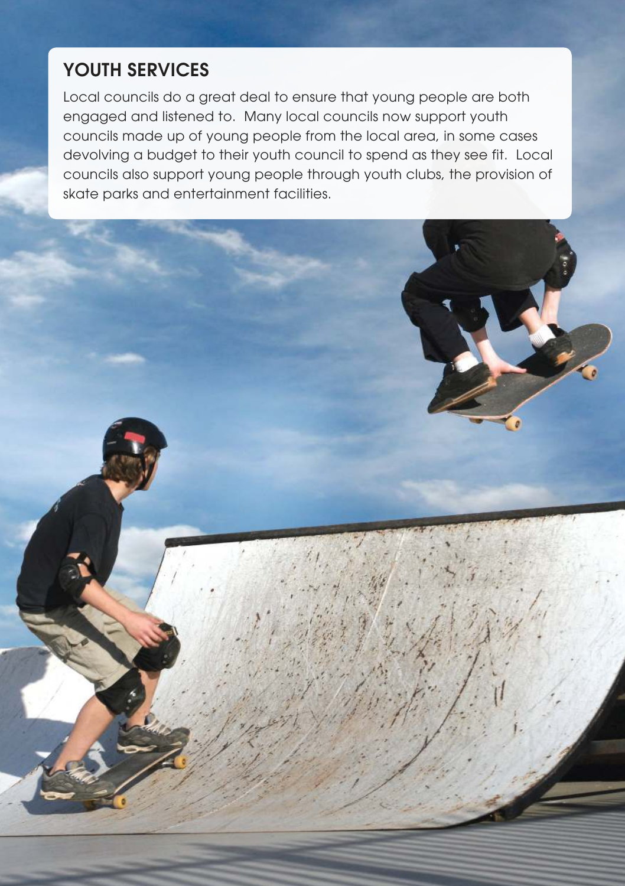## YOUTH SERVICES

Local councils do a great deal to ensure that young people are both engaged and listened to. Many local councils now support youth councils made up of young people from the local area, in some cases devolving a budget to their youth council to spend as they see fit. Local councils also support young people through youth clubs, the provision of skate parks and entertainment facilities.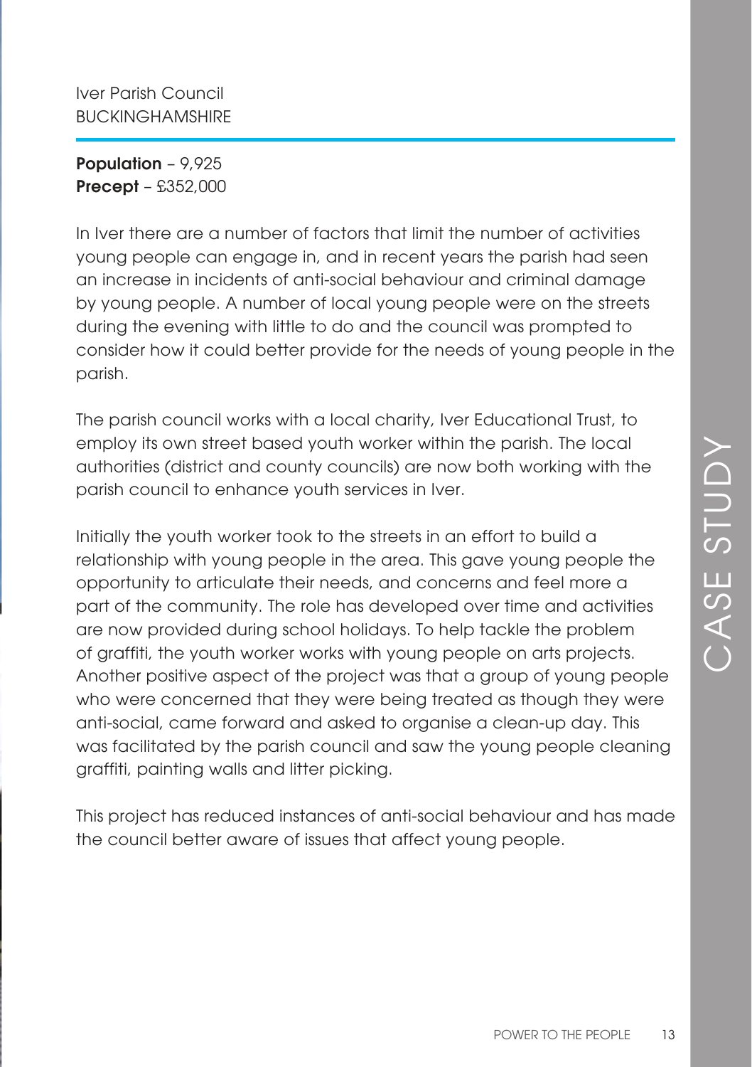Iver Parish Council
BUCKINGHAMSHIRE

**Population** – 9,925
**Precept** – £352,000

In Iver there are a number of factors that limit the number of activities young people can engage in, and in recent years the parish had seen an increase in incidents of anti-social behaviour and criminal damage by young people. A number of local young people were on the streets during the evening with little to do and the council was prompted to consider how it could better provide for the needs of young people in the parish.

The parish council works with a local charity, Iver Educational Trust, to employ its own street based youth worker within the parish. The local authorities (district and county councils) are now both working with the parish council to enhance youth services in Iver.

Initially the youth worker took to the streets in an effort to build a relationship with young people in the area. This gave young people the opportunity to articulate their needs, and concerns and feel more a part of the community. The role has developed over time and activities are now provided during school holidays. To help tackle the problem of graffiti, the youth worker works with young people on arts projects. Another positive aspect of the project was that a group of young people who were concerned that they were being treated as though they were anti-social, came forward and asked to organise a clean-up day. This was facilitated by the parish council and saw the young people cleaning graffiti, painting walls and litter picking.

This project has reduced instances of anti-social behaviour and has made the council better aware of issues that affect young people.

CASE STUDY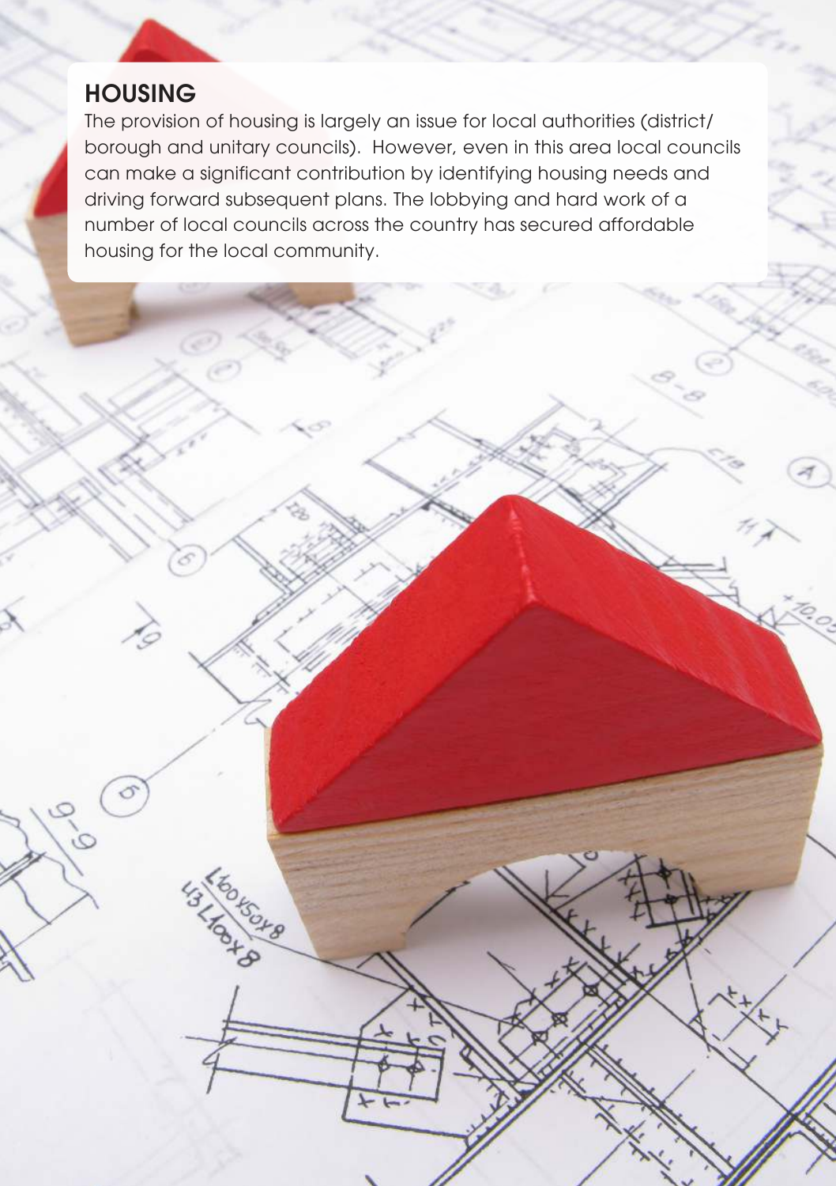## HOUSING

The provision of housing is largely an issue for local authorities (district/ borough and unitary councils). However, even in this area local councils can make a significant contribution by identifying housing needs and driving forward subsequent plans. The lobbying and hard work of a number of local councils across the country has secured affordable housing for the local community.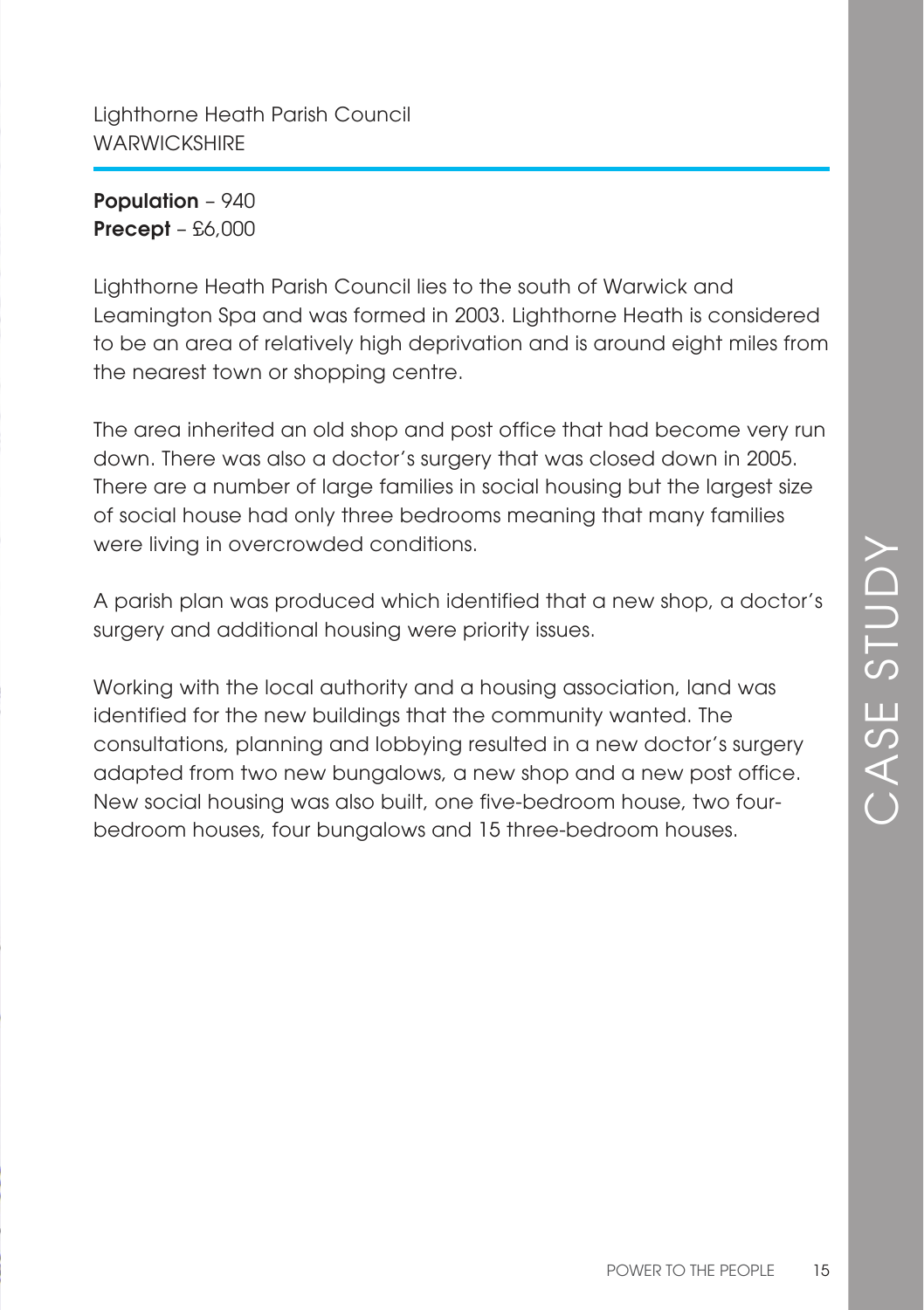## Lighthorne Heath Parish Council
WARWICKSHIRE

**Population** – 940
**Precept** – £6,000

Lighthorne Heath Parish Council lies to the south of Warwick and Leamington Spa and was formed in 2003. Lighthorne Heath is considered to be an area of relatively high deprivation and is around eight miles from the nearest town or shopping centre.

The area inherited an old shop and post office that had become very run down. There was also a doctor's surgery that was closed down in 2005. There are a number of large families in social housing but the largest size of social house had only three bedrooms meaning that many families were living in overcrowded conditions.

A parish plan was produced which identified that a new shop, a doctor's surgery and additional housing were priority issues.

Working with the local authority and a housing association, land was identified for the new buildings that the community wanted. The consultations, planning and lobbying resulted in a new doctor's surgery adapted from two new bungalows, a new shop and a new post office. New social housing was also built, one five-bedroom house, two four-bedroom houses, four bungalows and 15 three-bedroom houses.

CASE STUDY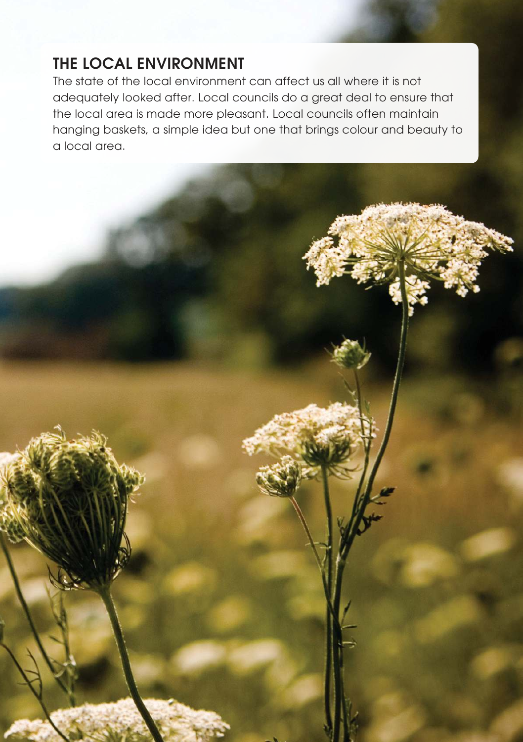## THE LOCAL ENVIRONMENT

The state of the local environment can affect us all where it is not adequately looked after. Local councils do a great deal to ensure that the local area is made more pleasant. Local councils often maintain hanging baskets, a simple idea but one that brings colour and beauty to a local area.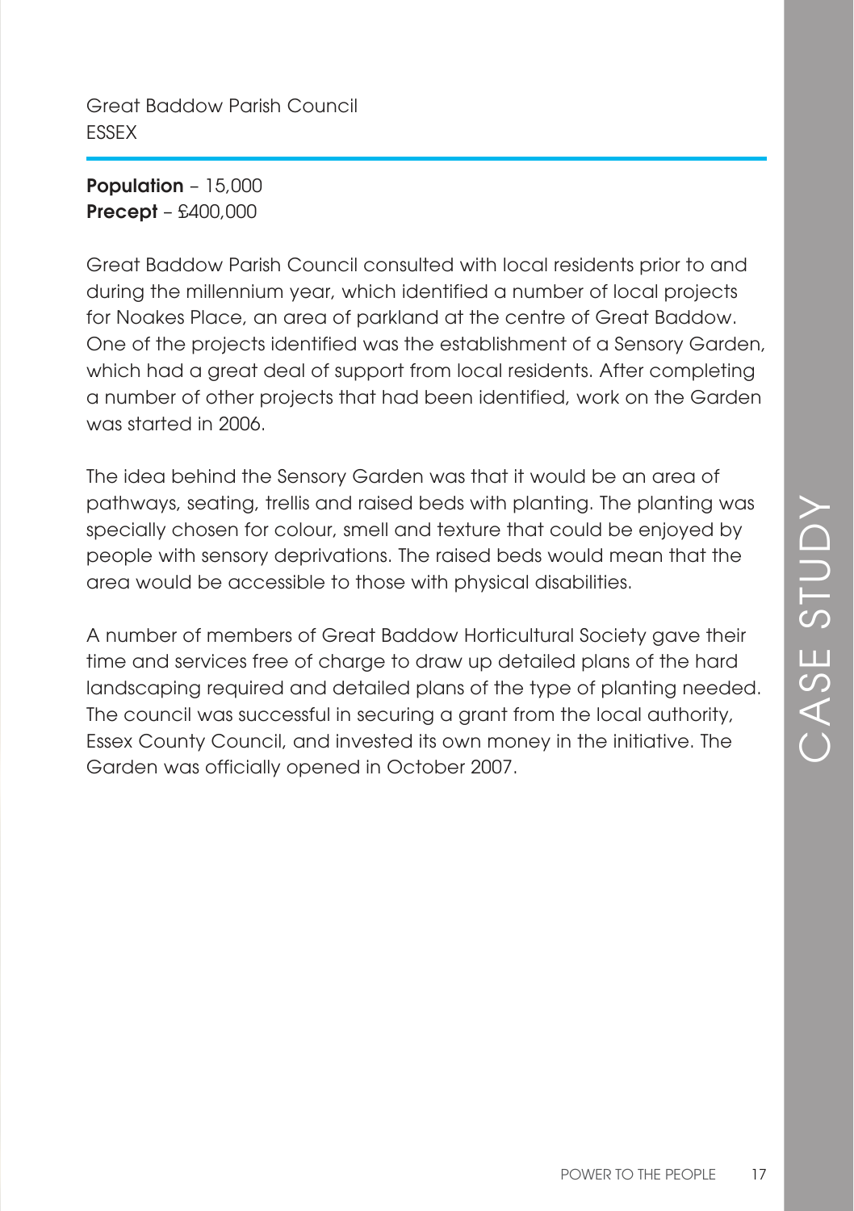## Great Baddow Parish Council
ESSEX

**Population** – 15,000
**Precept** – £400,000

Great Baddow Parish Council consulted with local residents prior to and during the millennium year, which identified a number of local projects for Noakes Place, an area of parkland at the centre of Great Baddow. One of the projects identified was the establishment of a Sensory Garden, which had a great deal of support from local residents. After completing a number of other projects that had been identified, work on the Garden was started in 2006.

The idea behind the Sensory Garden was that it would be an area of pathways, seating, trellis and raised beds with planting. The planting was specially chosen for colour, smell and texture that could be enjoyed by people with sensory deprivations. The raised beds would mean that the area would be accessible to those with physical disabilities.

A number of members of Great Baddow Horticultural Society gave their time and services free of charge to draw up detailed plans of the hard landscaping required and detailed plans of the type of planting needed. The council was successful in securing a grant from the local authority, Essex County Council, and invested its own money in the initiative. The Garden was officially opened in October 2007.

CASE STUDY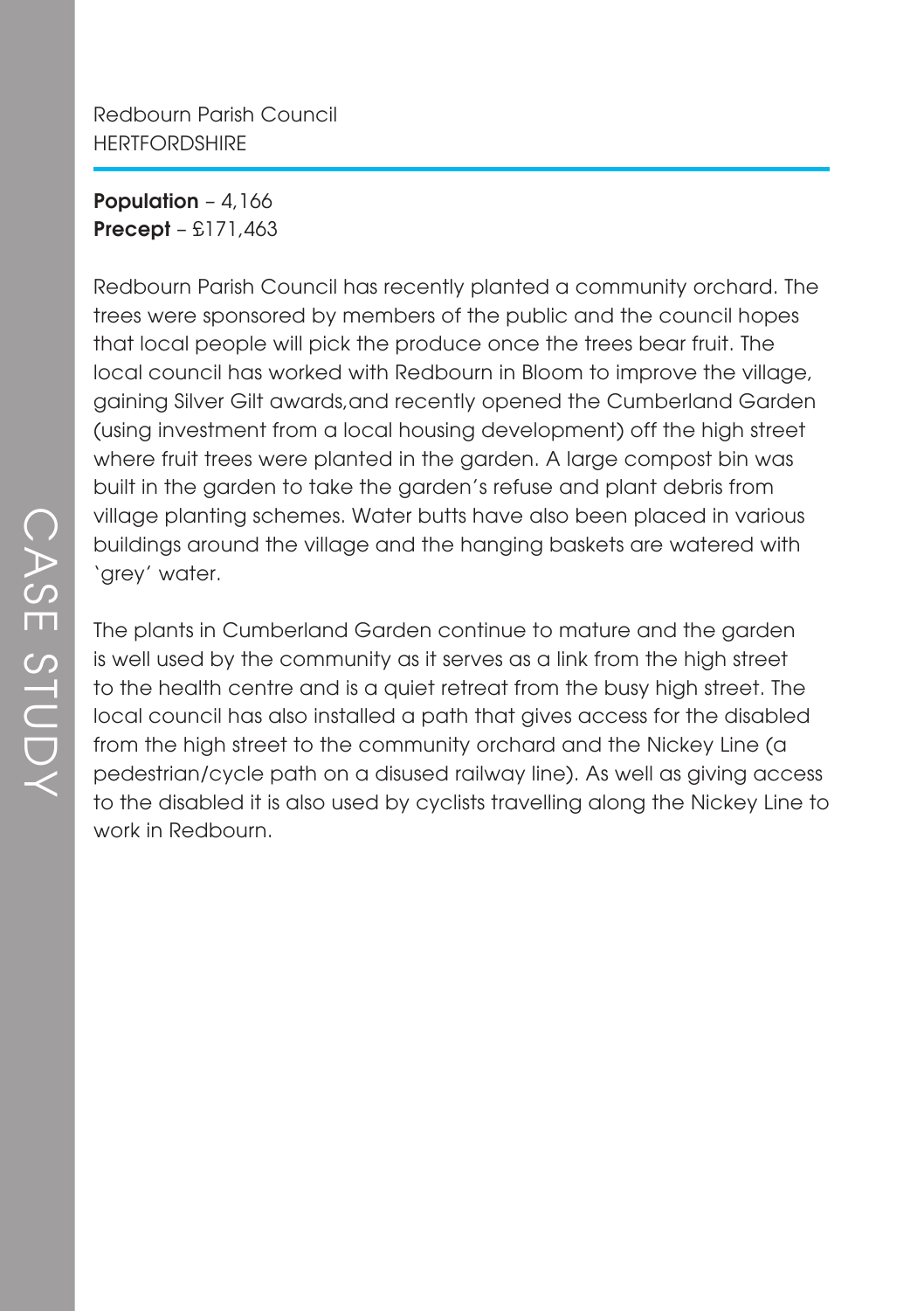Redbourn Parish Council
HERTFORDSHIRE

**Population** – 4,166
**Precept** – £171,463

Redbourn Parish Council has recently planted a community orchard. The trees were sponsored by members of the public and the council hopes that local people will pick the produce once the trees bear fruit. The local council has worked with Redbourn in Bloom to improve the village, gaining Silver Gilt awards,and recently opened the Cumberland Garden (using investment from a local housing development) off the high street where fruit trees were planted in the garden. A large compost bin was built in the garden to take the garden's refuse and plant debris from village planting schemes. Water butts have also been placed in various buildings around the village and the hanging baskets are watered with 'grey' water.

The plants in Cumberland Garden continue to mature and the garden is well used by the community as it serves as a link from the high street to the health centre and is a quiet retreat from the busy high street. The local council has also installed a path that gives access for the disabled from the high street to the community orchard and the Nickey Line (a pedestrian/cycle path on a disused railway line). As well as giving access to the disabled it is also used by cyclists travelling along the Nickey Line to work in Redbourn.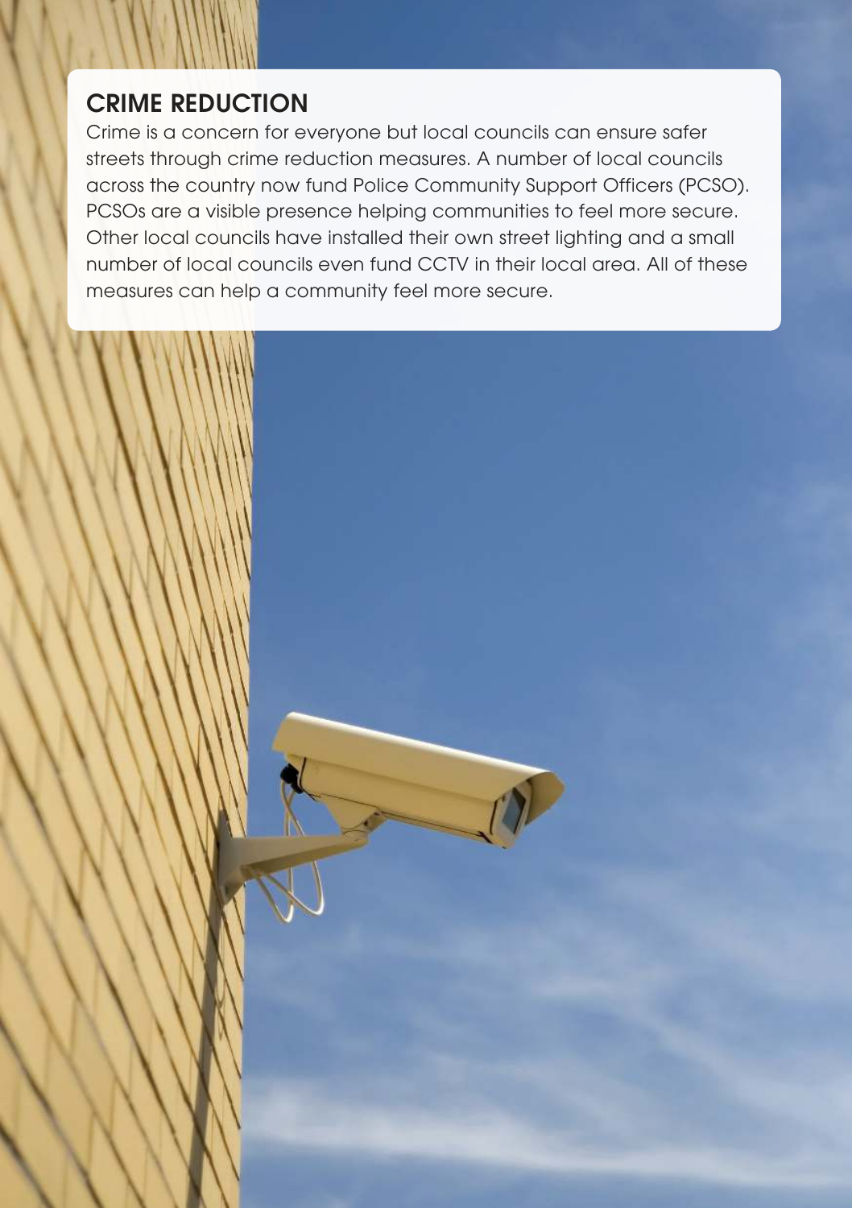## CRIME REDUCTION

Crime is a concern for everyone but local councils can ensure safer streets through crime reduction measures. A number of local councils across the country now fund Police Community Support Officers (PCSO). PCSOs are a visible presence helping communities to feel more secure. Other local councils have installed their own street lighting and a small number of local councils even fund CCTV in their local area. All of these measures can help a community feel more secure.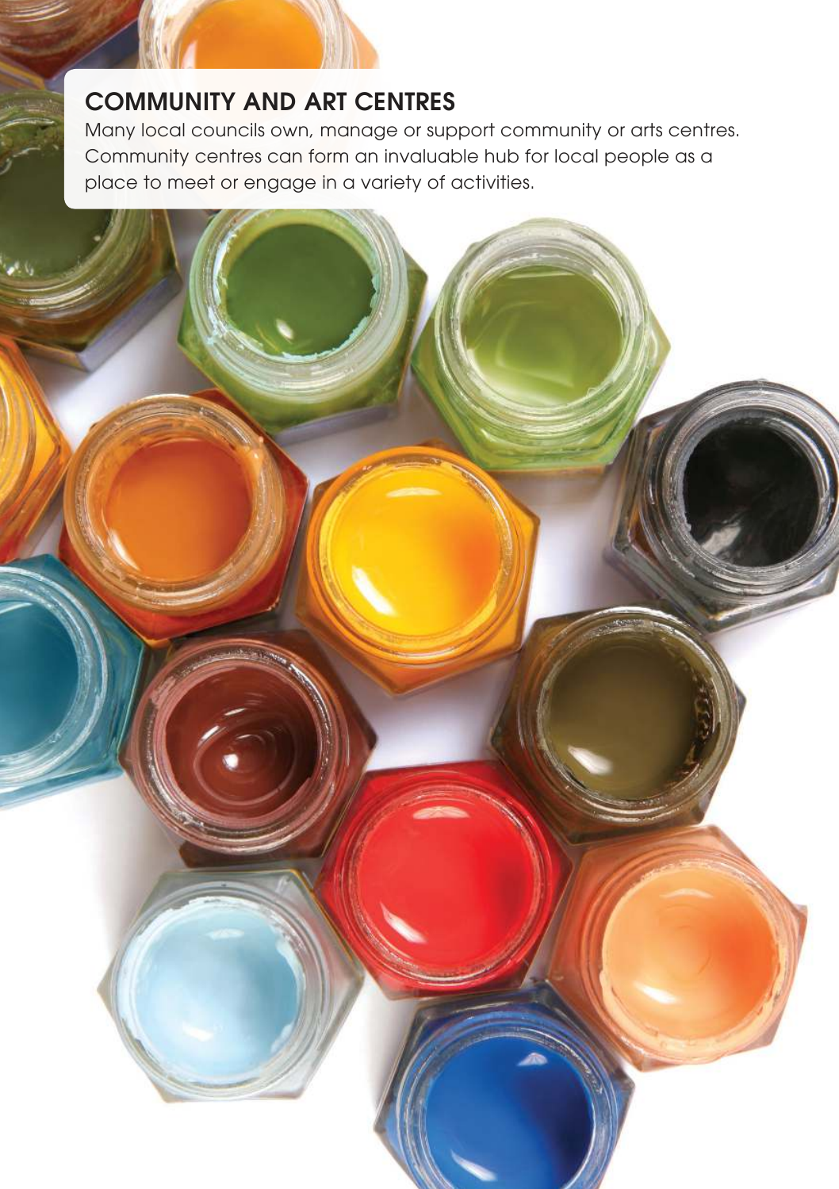## COMMUNITY AND ART CENTRES

Many local councils own, manage or support community or arts centres. Community centres can form an invaluable hub for local people as a place to meet or engage in a variety of activities.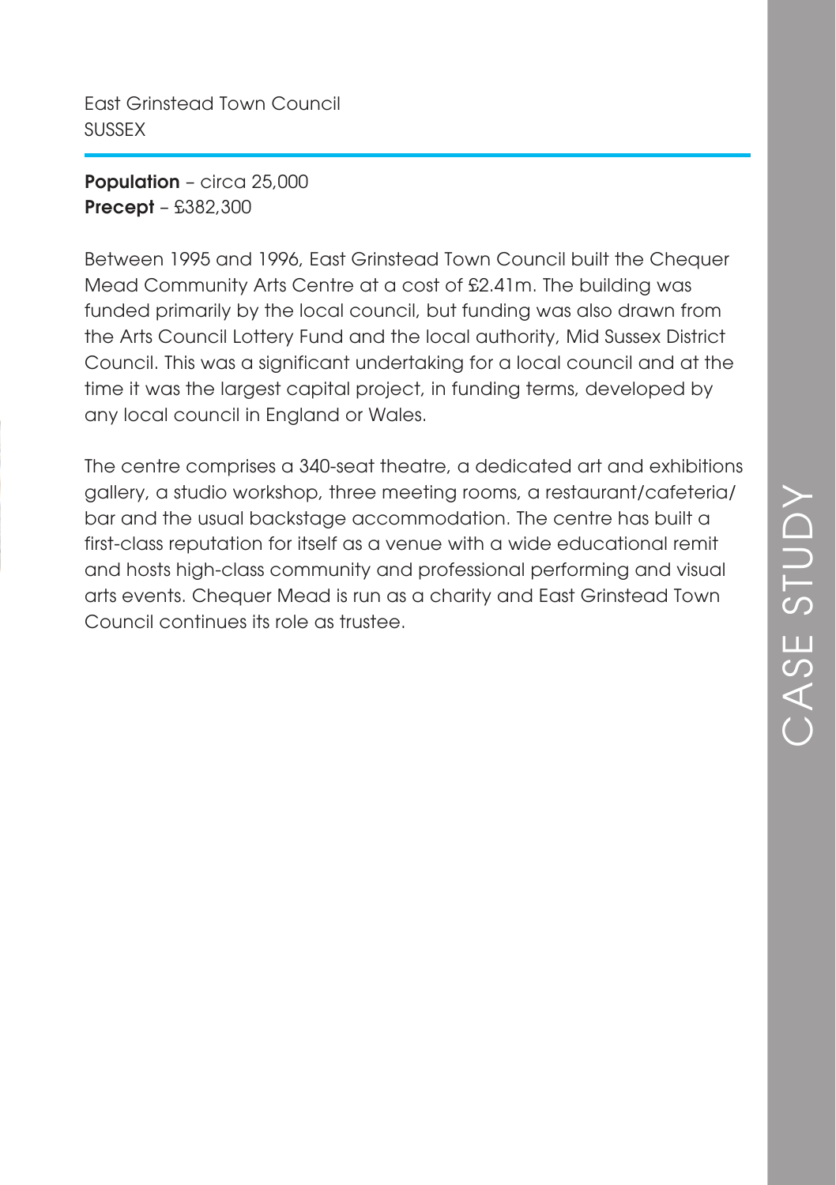East Grinstead Town Council
SUSSEX

**Population** – circa 25,000
**Precept** – £382,300

Between 1995 and 1996, East Grinstead Town Council built the Chequer Mead Community Arts Centre at a cost of £2.41m. The building was funded primarily by the local council, but funding was also drawn from the Arts Council Lottery Fund and the local authority, Mid Sussex District Council. This was a significant undertaking for a local council and at the time it was the largest capital project, in funding terms, developed by any local council in England or Wales.

The centre comprises a 340-seat theatre, a dedicated art and exhibitions gallery, a studio workshop, three meeting rooms, a restaurant/cafeteria/bar and the usual backstage accommodation. The centre has built a first-class reputation for itself as a venue with a wide educational remit and hosts high-class community and professional performing and visual arts events. Chequer Mead is run as a charity and East Grinstead Town Council continues its role as trustee.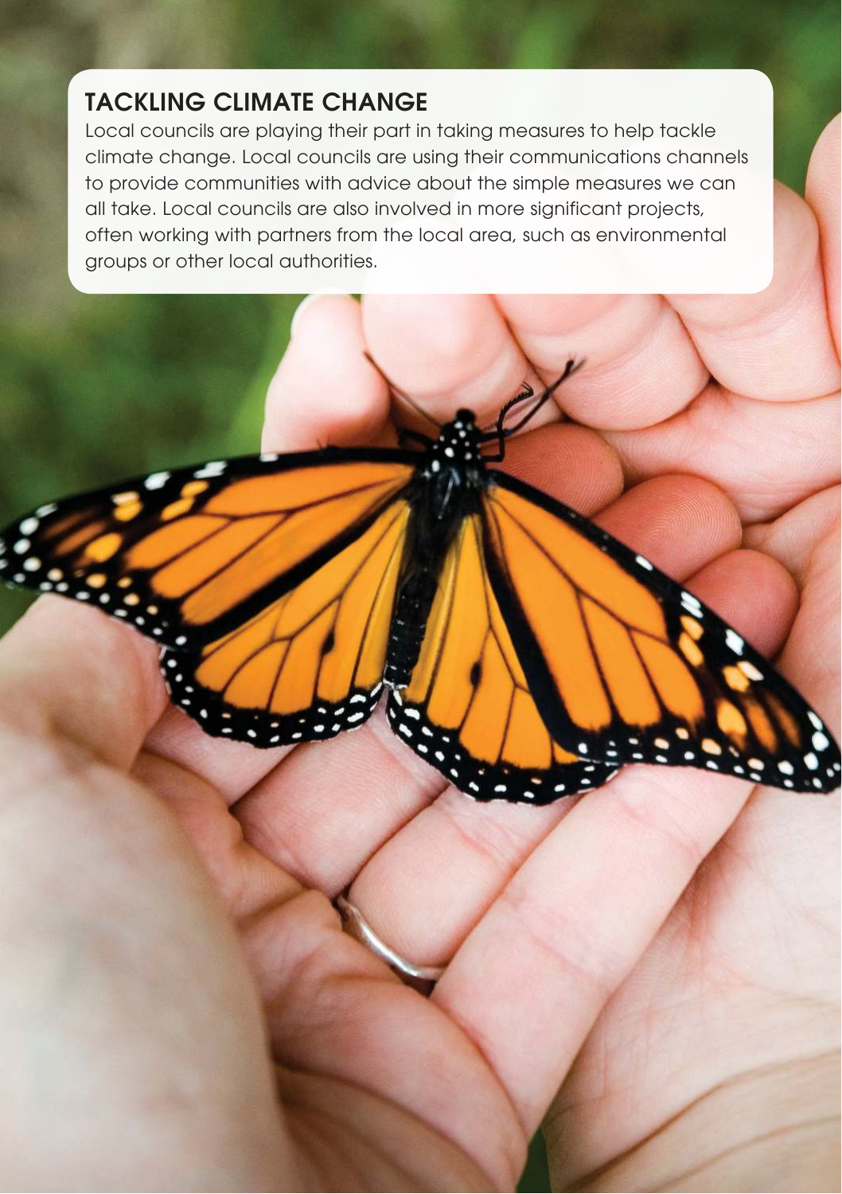## TACKLING CLIMATE CHANGE

Local councils are playing their part in taking measures to help tackle climate change. Local councils are using their communications channels to provide communities with advice about the simple measures we can all take. Local councils are also involved in more significant projects, often working with partners from the local area, such as environmental groups or other local authorities.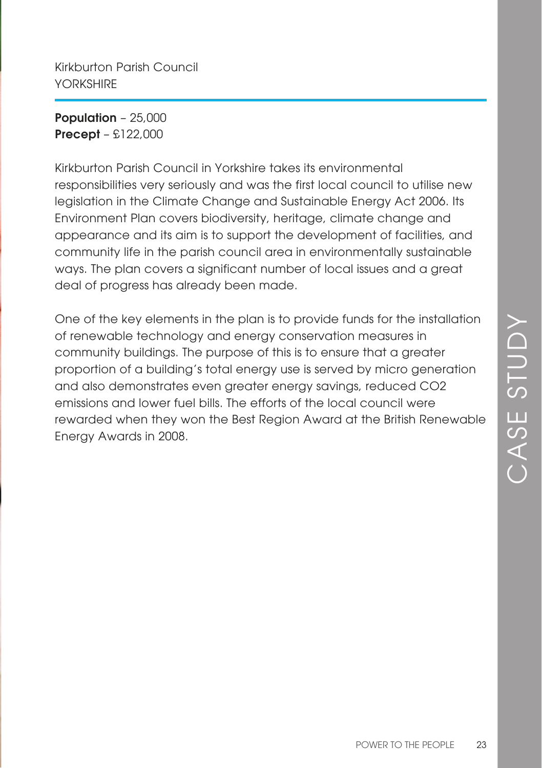Kirkburton Parish Council
YORKSHIRE

**Population** – 25,000
**Precept** – £122,000

Kirkburton Parish Council in Yorkshire takes its environmental responsibilities very seriously and was the first local council to utilise new legislation in the Climate Change and Sustainable Energy Act 2006. Its Environment Plan covers biodiversity, heritage, climate change and appearance and its aim is to support the development of facilities, and community life in the parish council area in environmentally sustainable ways. The plan covers a significant number of local issues and a great deal of progress has already been made.

One of the key elements in the plan is to provide funds for the installation of renewable technology and energy conservation measures in community buildings. The purpose of this is to ensure that a greater proportion of a building's total energy use is served by micro generation and also demonstrates even greater energy savings, reduced $CO_2$ emissions and lower fuel bills. The efforts of the local council were rewarded when they won the Best Region Award at the British Renewable Energy Awards in 2008.

CASE STUDY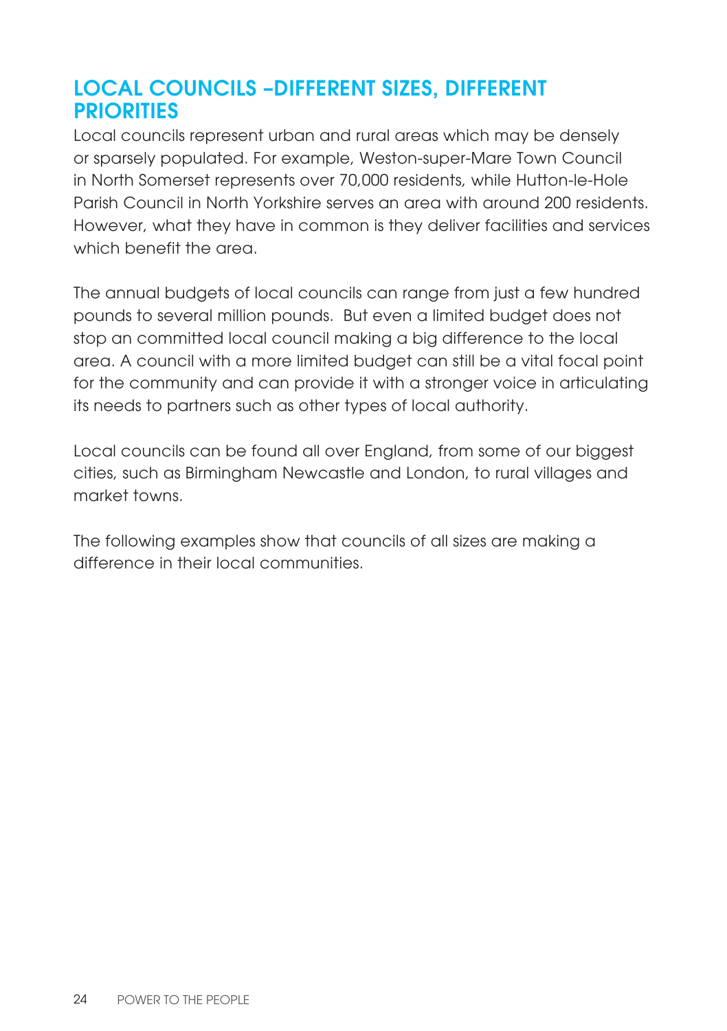## LOCAL COUNCILS –DIFFERENT SIZES, DIFFERENT PRIORITIES

Local councils represent urban and rural areas which may be densely or sparsely populated. For example, Weston-super-Mare Town Council in North Somerset represents over 70,000 residents, while Hutton-le-Hole Parish Council in North Yorkshire serves an area with around 200 residents. However, what they have in common is they deliver facilities and services which benefit the area.

The annual budgets of local councils can range from just a few hundred pounds to several million pounds. But even a limited budget does not stop an committed local council making a big difference to the local area. A council with a more limited budget can still be a vital focal point for the community and can provide it with a stronger voice in articulating its needs to partners such as other types of local authority.

Local councils can be found all over England, from some of our biggest cities, such as Birmingham Newcastle and London, to rural villages and market towns.

The following examples show that councils of all sizes are making a difference in their local communities.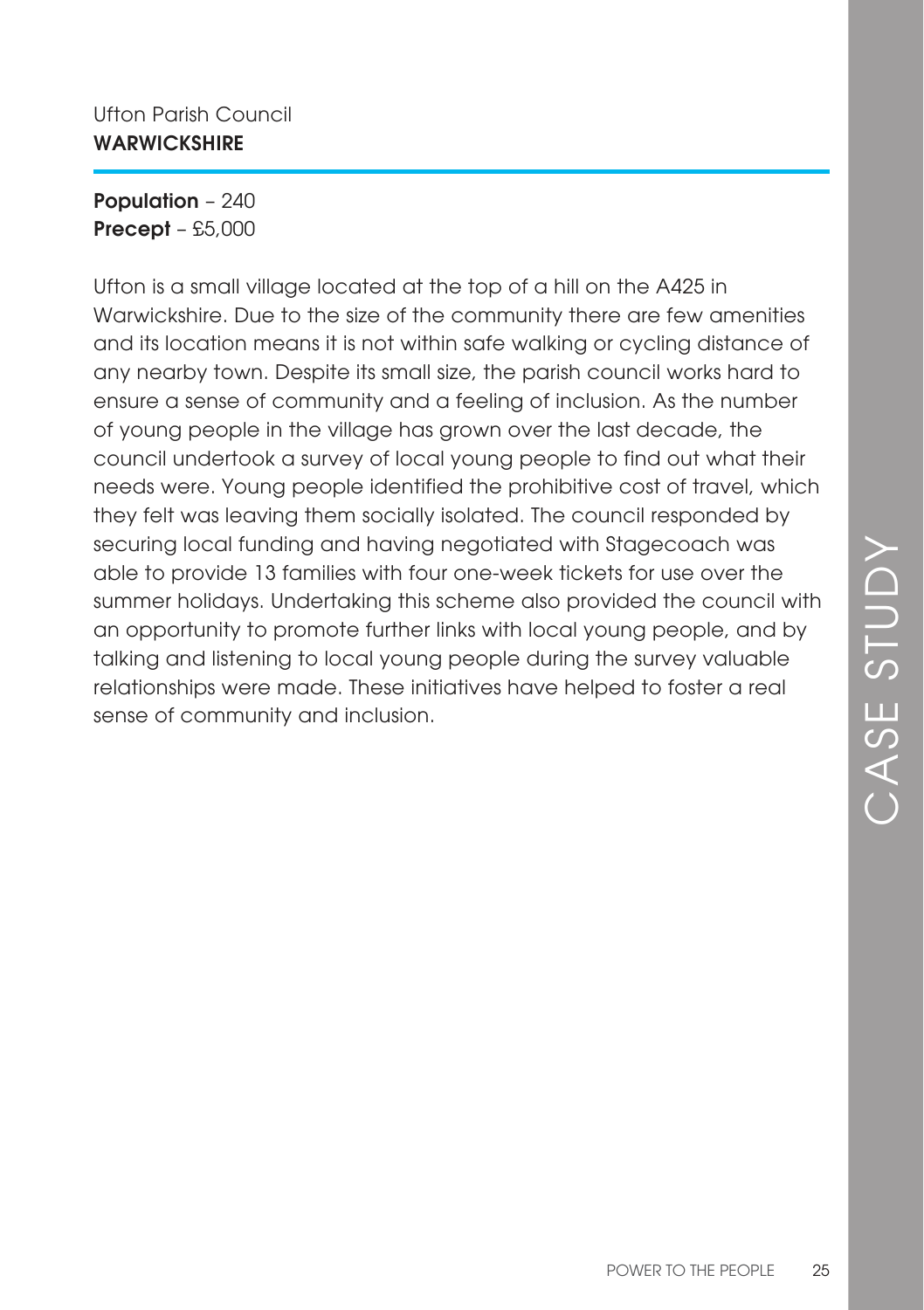Ufton Parish Council
**WARWICKSHIRE**

**Population** – 240
**Precept** – £5,000

Ufton is a small village located at the top of a hill on the A425 in Warwickshire. Due to the size of the community there are few amenities and its location means it is not within safe walking or cycling distance of any nearby town. Despite its small size, the parish council works hard to ensure a sense of community and a feeling of inclusion. As the number of young people in the village has grown over the last decade, the council undertook a survey of local young people to find out what their needs were. Young people identified the prohibitive cost of travel, which they felt was leaving them socially isolated. The council responded by securing local funding and having negotiated with Stagecoach was able to provide 13 families with four one-week tickets for use over the summer holidays. Undertaking this scheme also provided the council with an opportunity to promote further links with local young people, and by talking and listening to local young people during the survey valuable relationships were made. These initiatives have helped to foster a real sense of community and inclusion.

CASE STUDY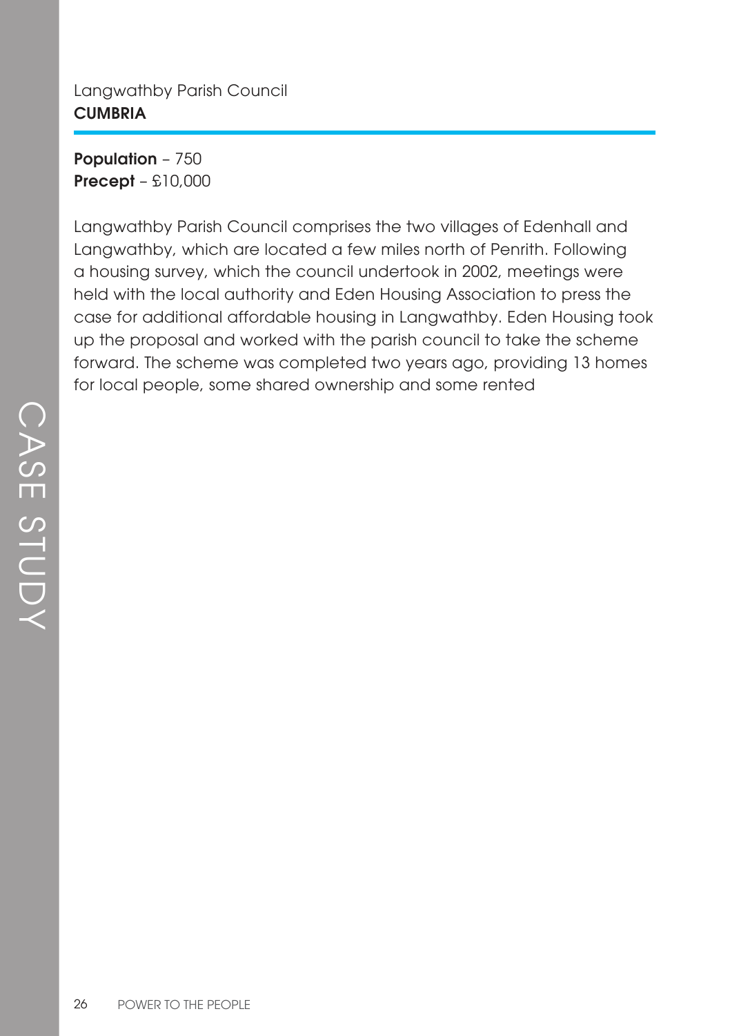Langwathby Parish Council
**CUMBRIA**

**Population** – 750
**Precept** – £10,000

Langwathby Parish Council comprises the two villages of Edenhall and Langwathby, which are located a few miles north of Penrith. Following a housing survey, which the council undertook in 2002, meetings were held with the local authority and Eden Housing Association to press the case for additional affordable housing in Langwathby. Eden Housing took up the proposal and worked with the parish council to take the scheme forward. The scheme was completed two years ago, providing 13 homes for local people, some shared ownership and some rented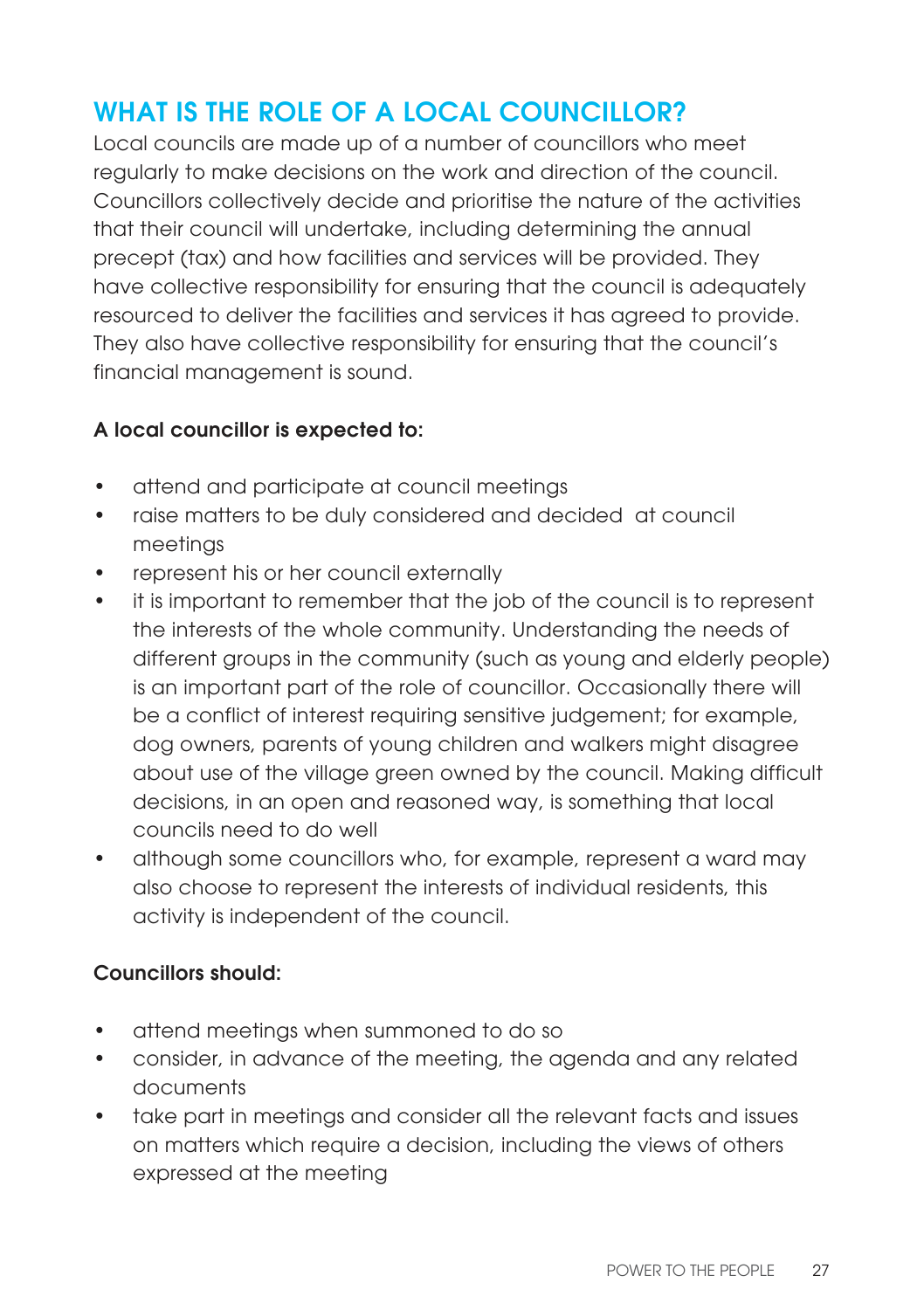## WHAT IS THE ROLE OF A LOCAL COUNCILLOR?

Local councils are made up of a number of councillors who meet regularly to make decisions on the work and direction of the council. Councillors collectively decide and prioritise the nature of the activities that their council will undertake, including determining the annual precept (tax) and how facilities and services will be provided. They have collective responsibility for ensuring that the council is adequately resourced to deliver the facilities and services it has agreed to provide. They also have collective responsibility for ensuring that the council's financial management is sound.

**A local councillor is expected to:**

- attend and participate at council meetings
- raise matters to be duly considered and decided at council meetings
- represent his or her council externally
- it is important to remember that the job of the council is to represent the interests of the whole community. Understanding the needs of different groups in the community (such as young and elderly people) is an important part of the role of councillor. Occasionally there will be a conflict of interest requiring sensitive judgement; for example, dog owners, parents of young children and walkers might disagree about use of the village green owned by the council. Making difficult decisions, in an open and reasoned way, is something that local councils need to do well
- although some councillors who, for example, represent a ward may also choose to represent the interests of individual residents, this activity is independent of the council.

**Councillors should:**

- attend meetings when summoned to do so
- consider, in advance of the meeting, the agenda and any related documents
- take part in meetings and consider all the relevant facts and issues on matters which require a decision, including the views of others expressed at the meeting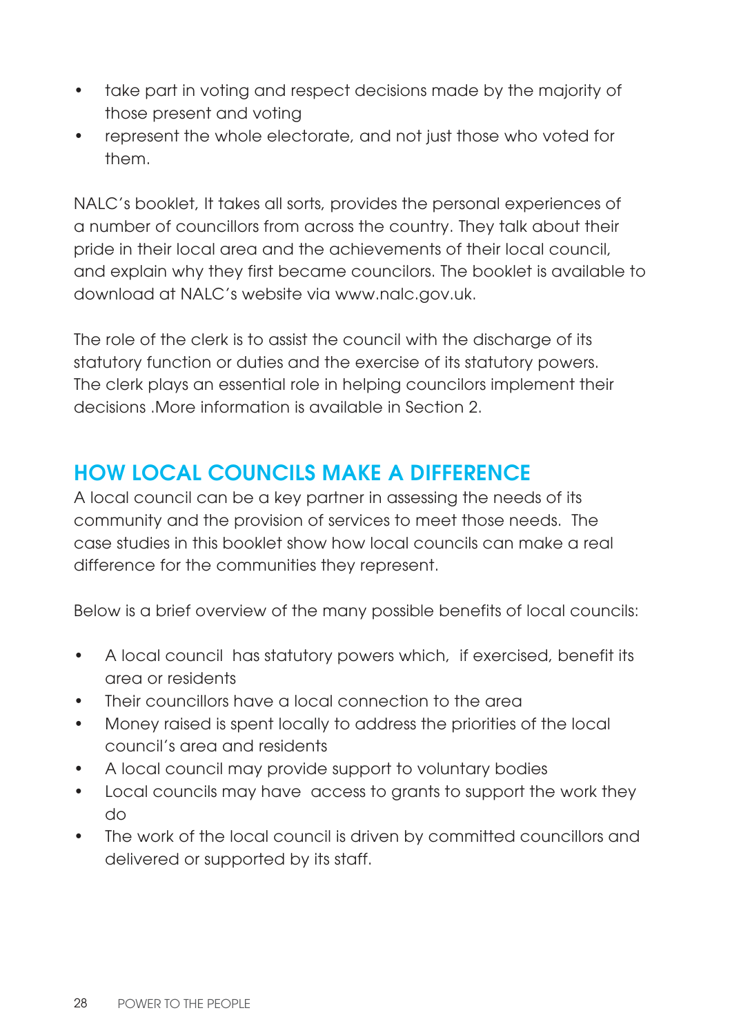- take part in voting and respect decisions made by the majority of those present and voting
- represent the whole electorate, and not just those who voted for them.

NALC's booklet, It takes all sorts, provides the personal experiences of a number of councillors from across the country. They talk about their pride in their local area and the achievements of their local council, and explain why they first became councilors. The booklet is available to download at NALC's website via www.nalc.gov.uk.

The role of the clerk is to assist the council with the discharge of its statutory function or duties and the exercise of its statutory powers. The clerk plays an essential role in helping councilors implement their decisions .More information is available in Section 2.

## HOW LOCAL COUNCILS MAKE A DIFFERENCE

A local council can be a key partner in assessing the needs of its community and the provision of services to meet those needs. The case studies in this booklet show how local councils can make a real difference for the communities they represent.

Below is a brief overview of the many possible benefits of local councils:

- A local council has statutory powers which, if exercised, benefit its area or residents
- Their councillors have a local connection to the area
- Money raised is spent locally to address the priorities of the local council's area and residents
- A local council may provide support to voluntary bodies
- Local councils may have access to grants to support the work they do
- The work of the local council is driven by committed councillors and delivered or supported by its staff.